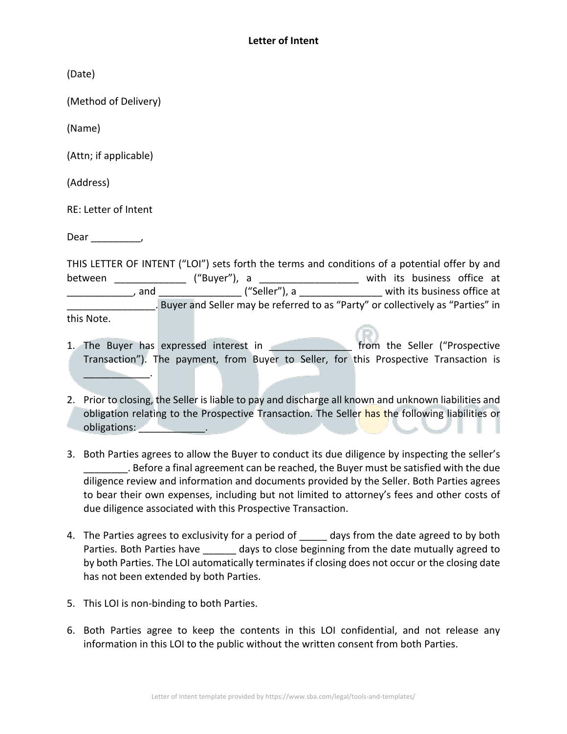# Letter of Intent

(Date)

(Method of Delivery)

(Name)

(Attn; if applicable)

(Address)

RE: Letter of Intent

Dear _________,

THIS LETTER OF INTENT ("LOI") sets forth the terms and conditions of a potential offer by and between _____________ ("Buyer"), a __________________ with its business office at ____________, and _______________ ("Seller"), a _______________ with its business office at ________________. Buyer and Seller may be referred to as "Party" or collectively as "Parties" in this Note.

1. The Buyer has expressed interest in _______________ from the Seller ("Prospective Transaction"). The payment, from Buyer to Seller, for this Prospective Transaction is ____________.

2. Prior to closing, the Seller is liable to pay and discharge all known and unknown liabilities and obligation relating to the Prospective Transaction. The Seller has the following liabilities or obligations: ____________.

3. Both Parties agrees to allow the Buyer to conduct its due diligence by inspecting the seller's ________. Before a final agreement can be reached, the Buyer must be satisfied with the due diligence review and information and documents provided by the Seller. Both Parties agrees to bear their own expenses, including but not limited to attorney's fees and other costs of due diligence associated with this Prospective Transaction.

4. The Parties agrees to exclusivity for a period of _____ days from the date agreed to by both Parties. Both Parties have ______ days to close beginning from the date mutually agreed to by both Parties. The LOI automatically terminates if closing does not occur or the closing date has not been extended by both Parties.

5. This LOI is non-binding to both Parties.

6. Both Parties agree to keep the contents in this LOI confidential, and not release any information in this LOI to the public without the written consent from both Parties.

Letter of Intent template provided by https://www.sba.com/legal/tools-and-templates/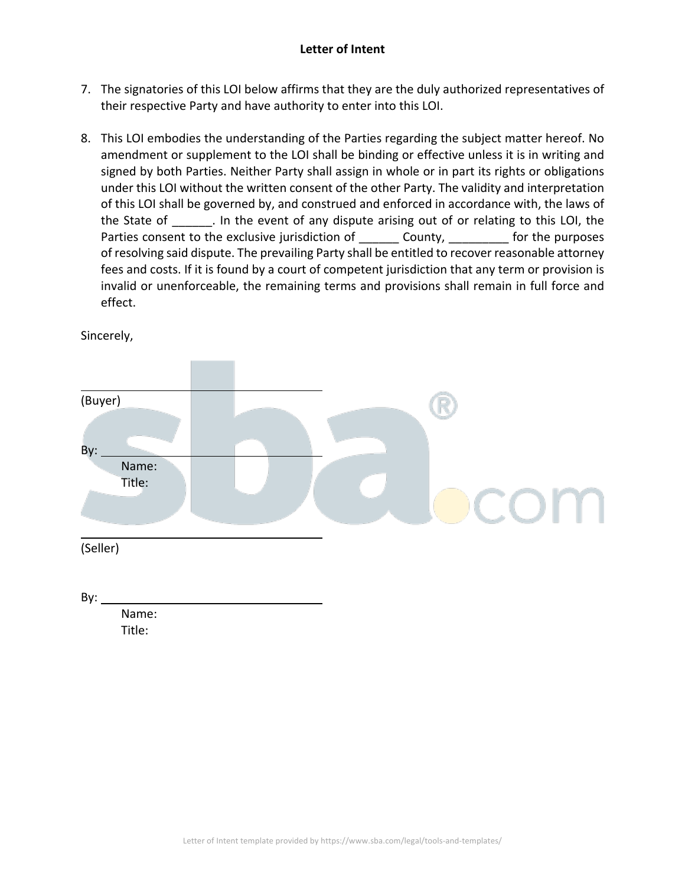7. The signatories of this LOI below affirms that they are the duly authorized representatives of their respective Party and have authority to enter into this LOI.

8. This LOI embodies the understanding of the Parties regarding the subject matter hereof. No amendment or supplement to the LOI shall be binding or effective unless it is in writing and signed by both Parties. Neither Party shall assign in whole or in part its rights or obligations under this LOI without the written consent of the other Party. The validity and interpretation of this LOI shall be governed by, and construed and enforced in accordance with, the laws of the State of ______. In the event of any dispute arising out of or relating to this LOI, the Parties consent to the exclusive jurisdiction of ______ County, _________ for the purposes of resolving said dispute. The prevailing Party shall be entitled to recover reasonable attorney fees and costs. If it is found by a court of competent jurisdiction that any term or provision is invalid or unenforceable, the remaining terms and provisions shall remain in full force and effect.

Sincerely,

______________________________

(Buyer)

By: ______________________________

Name:

Title:

______________________________

(Seller)

By: ______________________________

Name:

Title: